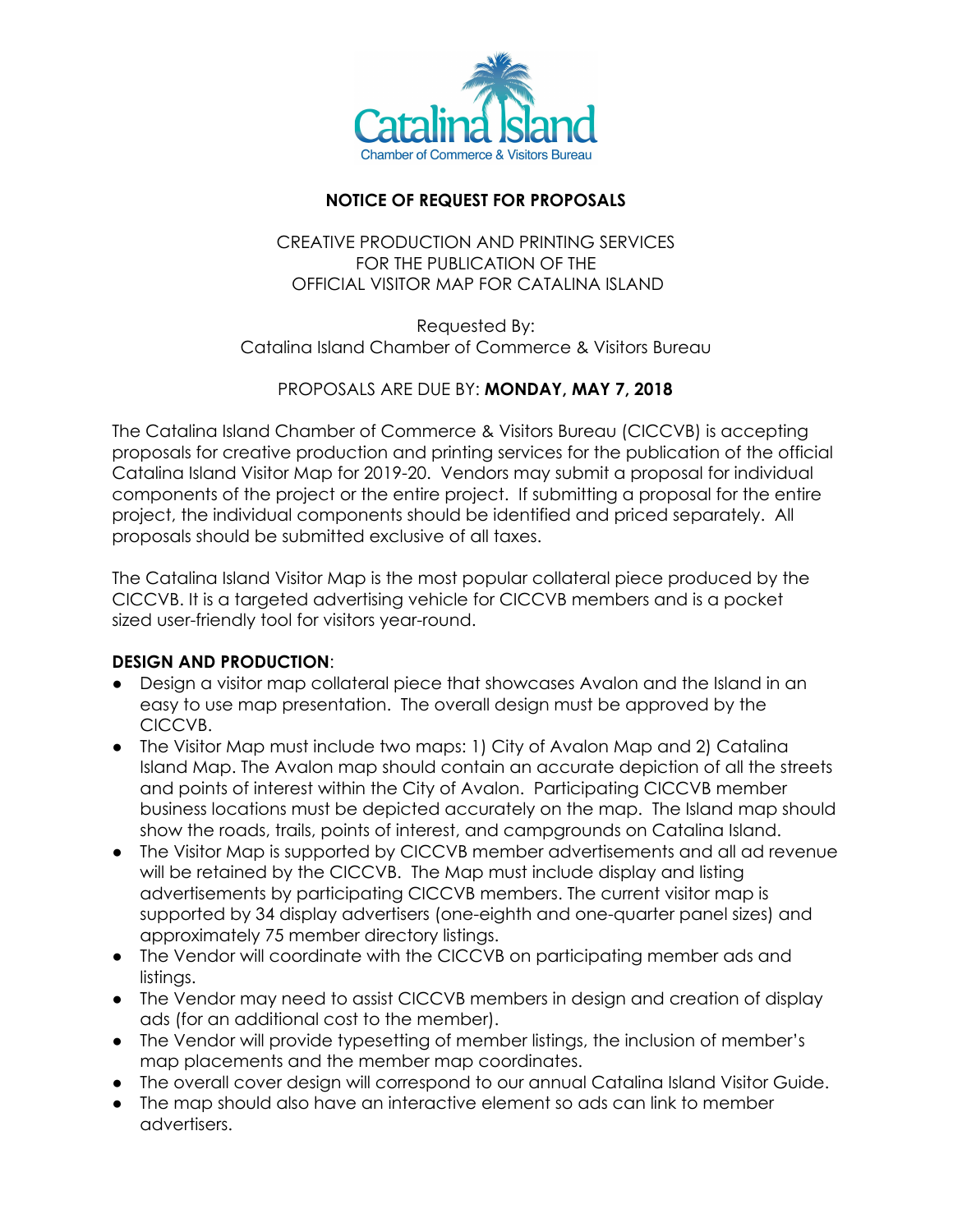Catalina Island
Chamber of Commerce & Visitors Bureau

**NOTICE OF REQUEST FOR PROPOSALS**

CREATIVE PRODUCTION AND PRINTING SERVICES
FOR THE PUBLICATION OF THE
OFFICIAL VISITOR MAP FOR CATALINA ISLAND

Requested By:
Catalina Island Chamber of Commerce & Visitors Bureau

PROPOSALS ARE DUE BY: **MONDAY, MAY 7, 2018**

The Catalina Island Chamber of Commerce & Visitors Bureau (CICCVB) is accepting proposals for creative production and printing services for the publication of the official Catalina Island Visitor Map for 2019-20. Vendors may submit a proposal for individual components of the project or the entire project. If submitting a proposal for the entire project, the individual components should be identified and priced separately. All proposals should be submitted exclusive of all taxes.

The Catalina Island Visitor Map is the most popular collateral piece produced by the CICCVB. It is a targeted advertising vehicle for CICCVB members and is a pocket sized user-friendly tool for visitors year-round.

**DESIGN AND PRODUCTION**:

- Design a visitor map collateral piece that showcases Avalon and the Island in an easy to use map presentation. The overall design must be approved by the CICCVB.
- The Visitor Map must include two maps: 1) City of Avalon Map and 2) Catalina Island Map. The Avalon map should contain an accurate depiction of all the streets and points of interest within the City of Avalon. Participating CICCVB member business locations must be depicted accurately on the map. The Island map should show the roads, trails, points of interest, and campgrounds on Catalina Island.
- The Visitor Map is supported by CICCVB member advertisements and all ad revenue will be retained by the CICCVB. The Map must include display and listing advertisements by participating CICCVB members. The current visitor map is supported by 34 display advertisers (one-eighth and one-quarter panel sizes) and approximately 75 member directory listings.
- The Vendor will coordinate with the CICCVB on participating member ads and listings.
- The Vendor may need to assist CICCVB members in design and creation of display ads (for an additional cost to the member).
- The Vendor will provide typesetting of member listings, the inclusion of member's map placements and the member map coordinates.
- The overall cover design will correspond to our annual Catalina Island Visitor Guide.
- The map should also have an interactive element so ads can link to member advertisers.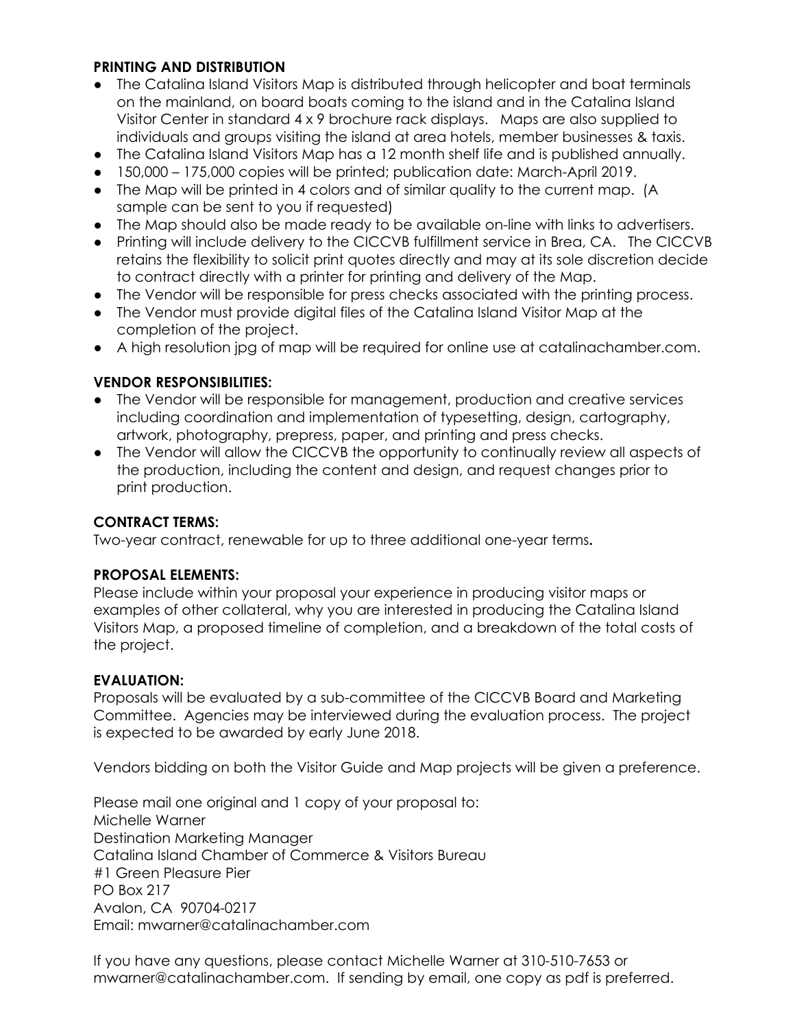**PRINTING AND DISTRIBUTION**

- The Catalina Island Visitors Map is distributed through helicopter and boat terminals on the mainland, on board boats coming to the island and in the Catalina Island Visitor Center in standard 4 x 9 brochure rack displays. Maps are also supplied to individuals and groups visiting the island at area hotels, member businesses & taxis.
- The Catalina Island Visitors Map has a 12 month shelf life and is published annually.
- 150,000 – 175,000 copies will be printed; publication date: March-April 2019.
- The Map will be printed in 4 colors and of similar quality to the current map. (A sample can be sent to you if requested)
- The Map should also be made ready to be available on-line with links to advertisers.
- Printing will include delivery to the CICCVB fulfillment service in Brea, CA. The CICCVB retains the flexibility to solicit print quotes directly and may at its sole discretion decide to contract directly with a printer for printing and delivery of the Map.
- The Vendor will be responsible for press checks associated with the printing process.
- The Vendor must provide digital files of the Catalina Island Visitor Map at the completion of the project.
- A high resolution jpg of map will be required for online use at catalinachamber.com.

**VENDOR RESPONSIBILITIES:**

- The Vendor will be responsible for management, production and creative services including coordination and implementation of typesetting, design, cartography, artwork, photography, prepress, paper, and printing and press checks.
- The Vendor will allow the CICCVB the opportunity to continually review all aspects of the production, including the content and design, and request changes prior to print production.

**CONTRACT TERMS:**

Two-year contract, renewable for up to three additional one-year terms**.**

**PROPOSAL ELEMENTS:**

Please include within your proposal your experience in producing visitor maps or examples of other collateral, why you are interested in producing the Catalina Island Visitors Map, a proposed timeline of completion, and a breakdown of the total costs of the project.

**EVALUATION:**

Proposals will be evaluated by a sub-committee of the CICCVB Board and Marketing Committee. Agencies may be interviewed during the evaluation process. The project is expected to be awarded by early June 2018.

Vendors bidding on both the Visitor Guide and Map projects will be given a preference.

Please mail one original and 1 copy of your proposal to:
Michelle Warner
Destination Marketing Manager
Catalina Island Chamber of Commerce & Visitors Bureau
#1 Green Pleasure Pier
PO Box 217
Avalon, CA 90704-0217
Email: mwarner@catalinachamber.com

If you have any questions, please contact Michelle Warner at 310-510-7653 or mwarner@catalinachamber.com. If sending by email, one copy as pdf is preferred.